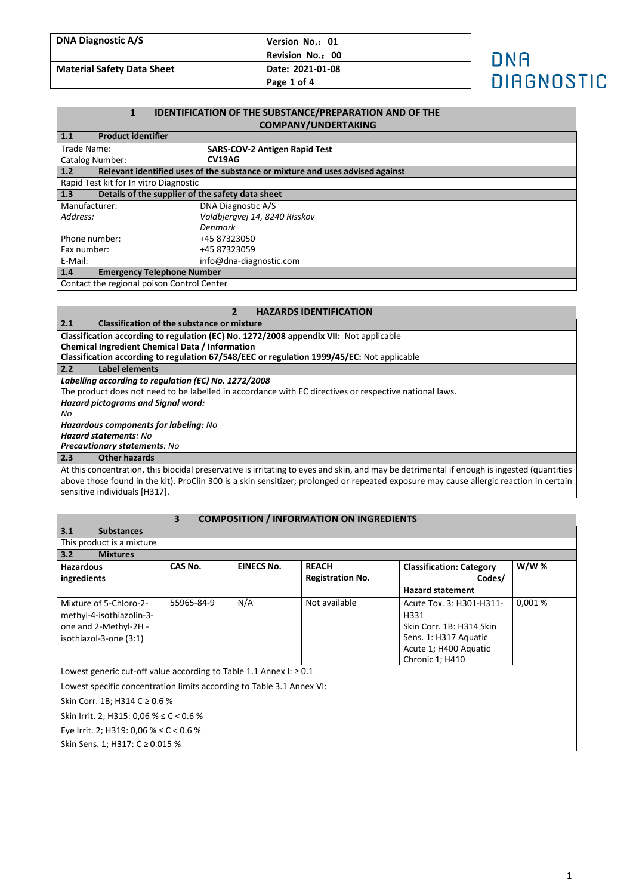| DNA Diagnostic A/S | Version No.: 01 |
|---|---|
| | Revision No.: 00 |
| Material Safety Data Sheet | Date: 2021-01-08 |

DNA DIAGNOSTIC

## 1 IDENTIFICATION OF THE SUBSTANCE/PREPARATION AND OF THE COMPANY/UNDERTAKING

### 1.1 Product identifier

Trade Name: **SARS-COV-2 Antigen Rapid Test**
Catalog Number: **CV19AG**

### 1.2 Relevant identified uses of the substance or mixture and uses advised against

Rapid Test kit for In vitro Diagnostic

### 1.3 Details of the supplier of the safety data sheet

Manufacturer: DNA Diagnostic A/S
*Address:* *Voldbjergvej 14, 8240 Risskov*
*Denmark*
Phone number: +45 87323050
Fax number: +45 87323059
E-Mail: info@dna-diagnostic.com

### 1.4 Emergency Telephone Number

Contact the regional poison Control Center

## 2 HAZARDS IDENTIFICATION

### 2.1 Classification of the substance or mixture

**Classification according to regulation (EC) No. 1272/2008 appendix VII:** Not applicable
**Chemical Ingredient Chemical Data / Information**
**Classification according to regulation 67/548/EEC or regulation 1999/45/EC:** Not applicable

### 2.2 Label elements

***Labelling according to regulation (EC) No. 1272/2008***
The product does not need to be labelled in accordance with EC directives or respective national laws.
***Hazard pictograms and Signal word:***
*No*
***Hazardous components for labeling:*** *No*
***Hazard statements****: No*
***Precautionary statements****: No*

### 2.3 Other hazards

At this concentration, this biocidal preservative is irritating to eyes and skin, and may be detrimental if enough is ingested (quantities above those found in the kit). ProClin 300 is a skin sensitizer; prolonged or repeated exposure may cause allergic reaction in certain sensitive individuals [H317].

## 3 COMPOSITION / INFORMATION ON INGREDIENTS

### 3.1 Substances

This product is a mixture

### 3.2 Mixtures

| Hazardous ingredients | CAS No. | EINECS No. | REACH Registration No. | Classification: Category Codes/ Hazard statement | W/W % |
|---|---|---|---|---|---|
| Mixture of 5-Chloro-2-methyl-4-isothiazolin-3-one and 2-Methyl-2H - isothiazol-3-one (3:1) | 55965-84-9 | N/A | Not available | Acute Tox. 3: H301-H311-H331 Skin Corr. 1B: H314 Skin Sens. 1: H317 Aquatic Acute 1; H400 Aquatic Chronic 1; H410 | 0,001 % |

Lowest generic cut-off value according to Table 1.1 Annex I: ≥ 0.1

Lowest specific concentration limits according to Table 3.1 Annex VI:

Skin Corr. 1B; H314 C ≥ 0.6 %

Skin Irrit. 2; H315: 0,06 % ≤ C < 0.6 %

Eye Irrit. 2; H319: 0,06 % ≤ C < 0.6 %

Skin Sens. 1; H317: C ≥ 0.015 %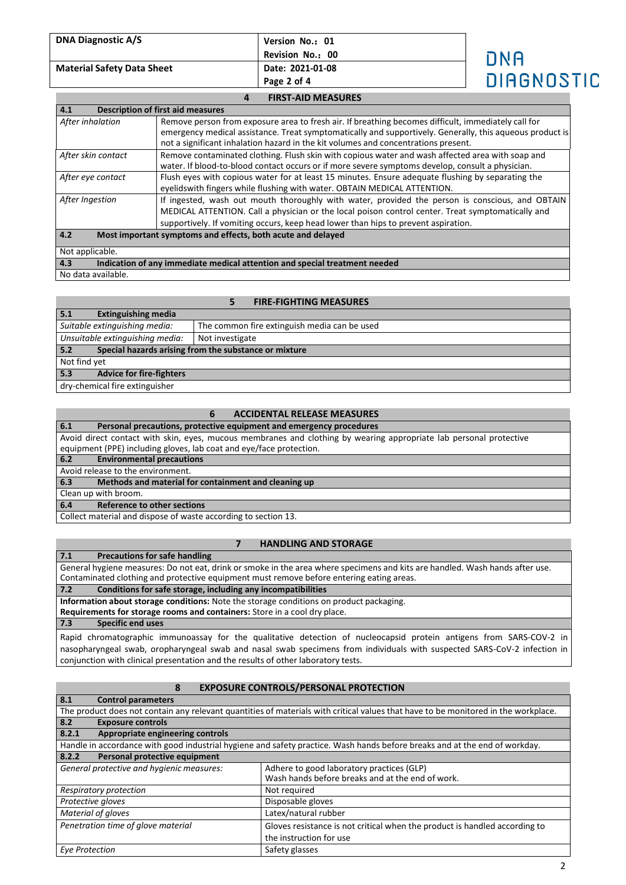## 4 FIRST-AID MEASURES

### 4.1 Description of first aid measures

| | |
|---|---|
| *After inhalation* | Remove person from exposure area to fresh air. If breathing becomes difficult, immediately call for emergency medical assistance. Treat symptomatically and supportively. Generally, this aqueous product is not a significant inhalation hazard in the kit volumes and concentrations present. |
| *After skin contact* | Remove contaminated clothing. Flush skin with copious water and wash affected area with soap and water. If blood-to-blood contact occurs or if more severe symptoms develop, consult a physician. |
| *After eye contact* | Flush eyes with copious water for at least 15 minutes. Ensure adequate flushing by separating the eyelidswith fingers while flushing with water. OBTAIN MEDICAL ATTENTION. |
| *After Ingestion* | If ingested, wash out mouth thoroughly with water, provided the person is conscious, and OBTAIN MEDICAL ATTENTION. Call a physician or the local poison control center. Treat symptomatically and supportively. If vomiting occurs, keep head lower than hips to prevent aspiration. |

### 4.2 Most important symptoms and effects, both acute and delayed

Not applicable.

### 4.3 Indication of any immediate medical attention and special treatment needed

No data available.

## 5 FIRE-FIGHTING MEASURES

### 5.1 Extinguishing media

| | |
|---|---|
| *Suitable extinguishing media:* | The common fire extinguish media can be used |
| *Unsuitable extinguishing media:* | Not investigate |

### 5.2 Special hazards arising from the substance or mixture

Not find yet

### 5.3 Advice for fire-fighters

dry-chemical fire extinguisher

## 6 ACCIDENTAL RELEASE MEASURES

### 6.1 Personal precautions, protective equipment and emergency procedures

Avoid direct contact with skin, eyes, mucous membranes and clothing by wearing appropriate lab personal protective equipment (PPE) including gloves, lab coat and eye/face protection.

### 6.2 Environmental precautions

Avoid release to the environment.

### 6.3 Methods and material for containment and cleaning up

Clean up with broom.

### 6.4 Reference to other sections

Collect material and dispose of waste according to section 13.

## 7 HANDLING AND STORAGE

### 7.1 Precautions for safe handling

General hygiene measures: Do not eat, drink or smoke in the area where specimens and kits are handled. Wash hands after use. Contaminated clothing and protective equipment must remove before entering eating areas.

### 7.2 Conditions for safe storage, including any incompatibilities

**Information about storage conditions:** Note the storage conditions on product packaging.

**Requirements for storage rooms and containers:** Store in a cool dry place.

### 7.3 Specific end uses

Rapid chromatographic immunoassay for the qualitative detection of nucleocapsid protein antigens from SARS-COV-2 in nasopharyngeal swab, oropharyngeal swab and nasal swab specimens from individuals with suspected SARS-CoV-2 infection in conjunction with clinical presentation and the results of other laboratory tests.

## 8 EXPOSURE CONTROLS/PERSONAL PROTECTION

### 8.1 Control parameters

The product does not contain any relevant quantities of materials with critical values that have to be monitored in the workplace.

### 8.2 Exposure controls

#### 8.2.1 Appropriate engineering controls

Handle in accordance with good industrial hygiene and safety practice. Wash hands before breaks and at the end of workday.

#### 8.2.2 Personal protective equipment

| | |
|---|---|
| *General protective and hygienic measures:* | Adhere to good laboratory practices (GLP)<br>Wash hands before breaks and at the end of work. |
| *Respiratory protection* | Not required |
| *Protective gloves* | Disposable gloves |
| *Material of gloves* | Latex/natural rubber |
| *Penetration time of glove material* | Gloves resistance is not critical when the product is handled according to the instruction for use |
| *Eye Protection* | Safety glasses |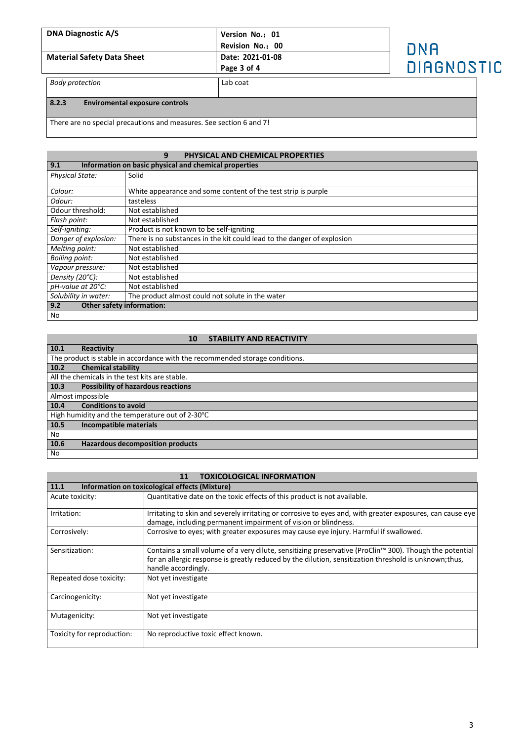| | |
|---|---|
| *Body protection* | Lab coat |

**8.2.3 Enviromental exposure controls**

There are no special precautions and measures. See section 6 and 7!

## 9 PHYSICAL AND CHEMICAL PROPERTIES

**9.1 Information on basic physical and chemical properties**

| | |
|---|---|
| *Physical State:* | Solid |
| *Colour:* | White appearance and some content of the test strip is purple |
| *Odour:* | tasteless |
| Odour threshold: | Not established |
| *Flash point:* | Not established |
| *Self-igniting:* | Product is not known to be self-igniting |
| *Danger of explosion:* | There is no substances in the kit could lead to the danger of explosion |
| *Melting point:* | Not established |
| *Boiling point:* | Not established |
| *Vapour pressure:* | Not established |
| *Density (20°C):* | Not established |
| *pH-value at 20°C:* | Not established |
| *Solubility in water:* | The product almost could not solute in the water |

**9.2 Other safety information:**

No

## 10 STABILITY AND REACTIVITY

**10.1 Reactivity**

The product is stable in accordance with the recommended storage conditions.

**10.2 Chemical stability**

All the chemicals in the test kits are stable.

**10.3 Possibility of hazardous reactions**

Almost impossible

**10.4 Conditions to avoid**

High humidity and the temperature out of 2-30℃

**10.5 Incompatible materials**

No

**10.6 Hazardous decomposition products**

No

## 11 TOXICOLOGICAL INFORMATION

**11.1 Information on toxicological effects (Mixture)**

| | |
|---|---|
| Acute toxicity: | Quantitative date on the toxic effects of this product is not available. |
| Irritation: | Irritating to skin and severely irritating or corrosive to eyes and, with greater exposures, can cause eye damage, including permanent impairment of vision or blindness. |
| Corrosively: | Corrosive to eyes; with greater exposures may cause eye injury. Harmful if swallowed. |
| Sensitization: | Contains a small volume of a very dilute, sensitizing preservative (ProClin™ 300). Though the potential for an allergic response is greatly reduced by the dilution, sensitization threshold is unknown;thus, handle accordingly. |
| Repeated dose toxicity: | Not yet investigate |
| Carcinogenicity: | Not yet investigate |
| Mutagenicity: | Not yet investigate |
| Toxicity for reproduction: | No reproductive toxic effect known. |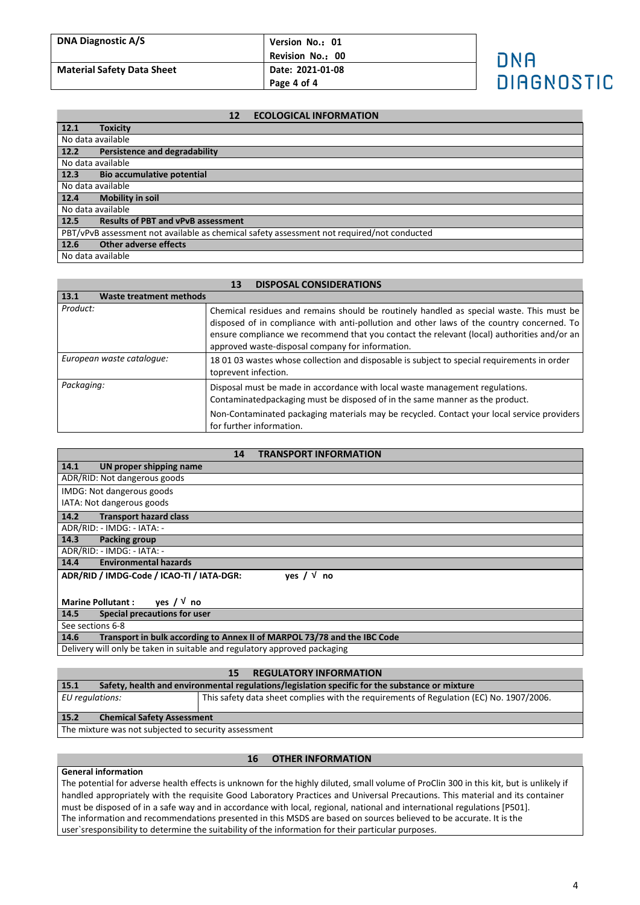## 12 ECOLOGICAL INFORMATION

**12.1 Toxicity**

No data available

**12.2 Persistence and degradability**

No data available

**12.3 Bio accumulative potential**

No data available

**12.4 Mobility in soil**

No data available

**12.5 Results of PBT and vPvB assessment**

PBT/vPvB assessment not available as chemical safety assessment not required/not conducted

**12.6 Other adverse effects**

No data available

## 13 DISPOSAL CONSIDERATIONS

**13.1 Waste treatment methods**

| | |
|---|---|
| *Product:* | Chemical residues and remains should be routinely handled as special waste. This must be disposed of in compliance with anti-pollution and other laws of the country concerned. To ensure compliance we recommend that you contact the relevant (local) authorities and/or an approved waste-disposal company for information. |
| *European waste catalogue:* | 18 01 03 wastes whose collection and disposable is subject to special requirements in order toprevent infection. |
| *Packaging:* | Disposal must be made in accordance with local waste management regulations. Contaminatedpackaging must be disposed of in the same manner as the product.<br>Non-Contaminated packaging materials may be recycled. Contact your local service providers for further information. |

## 14 TRANSPORT INFORMATION

**14.1 UN proper shipping name**

ADR/RID: Not dangerous goods

IMDG: Not dangerous goods

IATA: Not dangerous goods

**14.2 Transport hazard class**

ADR/RID: - IMDG: - IATA: -

**14.3 Packing group**

ADR/RID: - IMDG: - IATA: -

**14.4 Environmental hazards**

**ADR/RID / IMDG-Code / ICAO-TI / IATA-DGR: yes / √ no**

**Marine Pollutant : yes / √ no**

**14.5 Special precautions for user**

See sections 6-8

**14.6 Transport in bulk according to Annex II of MARPOL 73/78 and the IBC Code**

Delivery will only be taken in suitable and regulatory approved packaging

## 15 REGULATORY INFORMATION

**15.1 Safety, health and environmental regulations/legislation specific for the substance or mixture**

| | |
|---|---|
| *EU regulations:* | This safety data sheet complies with the requirements of Regulation (EC) No. 1907/2006. |

**15.2 Chemical Safety Assessment**

The mixture was not subjected to security assessment

## 16 OTHER INFORMATION

**General information**

The potential for adverse health effects is unknown for the highly diluted, small volume of ProClin 300 in this kit, but is unlikely if handled appropriately with the requisite Good Laboratory Practices and Universal Precautions. This material and its container must be disposed of in a safe way and in accordance with local, regional, national and international regulations [P501].

The information and recommendations presented in this MSDS are based on sources believed to be accurate. It is the user`sresponsibility to determine the suitability of the information for their particular purposes.